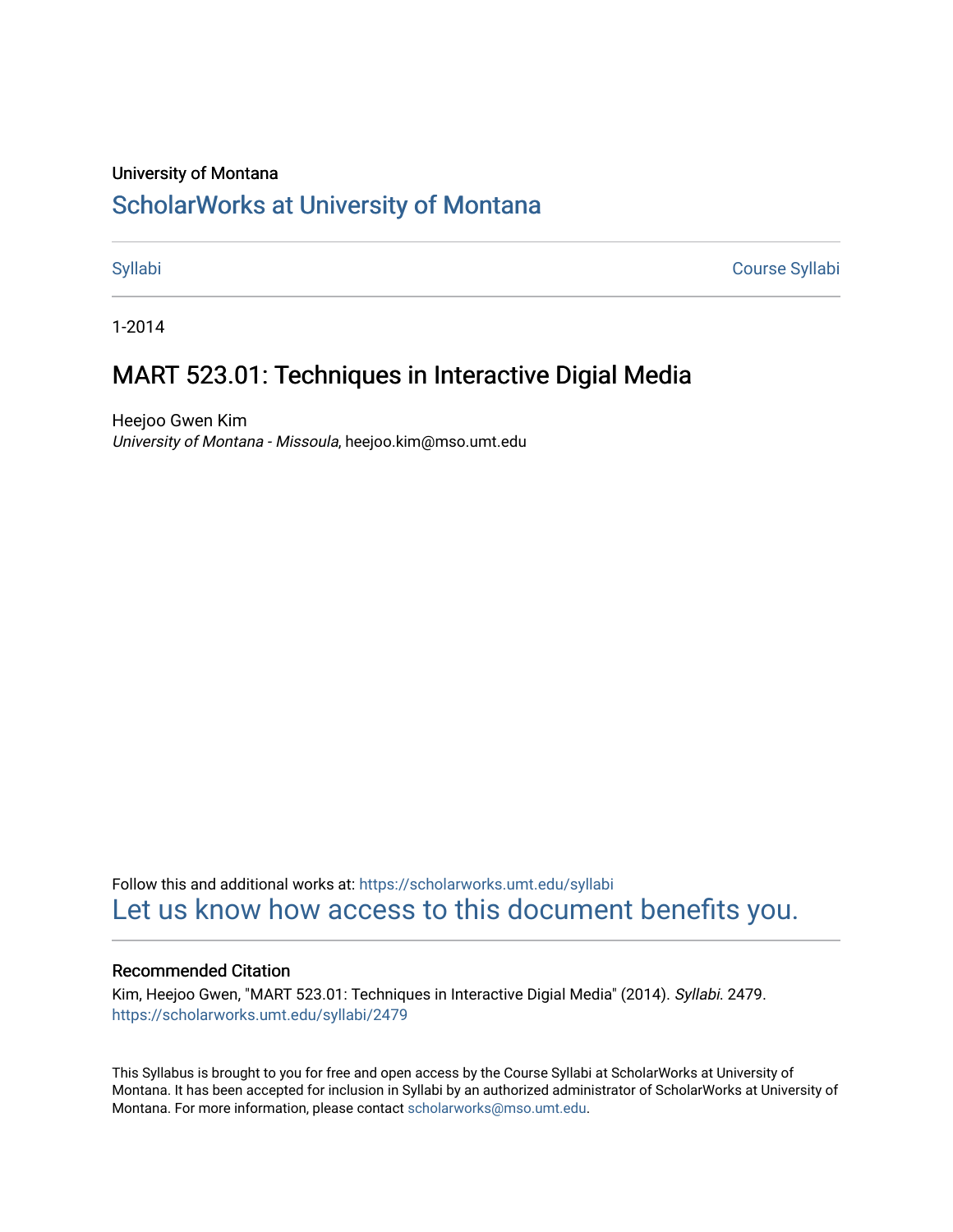University of Montana

# ScholarWorks at University of Montana

Syllabi | Course Syllabi

1-2014

## MART 523.01: Techniques in Interactive Digial Media

Heejoo Gwen Kim
*University of Montana - Missoula*, heejoo.kim@mso.umt.edu

Follow this and additional works at: https://scholarworks.umt.edu/syllabi
Let us know how access to this document benefits you.

### Recommended Citation

Kim, Heejoo Gwen, "MART 523.01: Techniques in Interactive Digial Media" (2014). *Syllabi*. 2479.
https://scholarworks.umt.edu/syllabi/2479

This Syllabus is brought to you for free and open access by the Course Syllabi at ScholarWorks at University of Montana. It has been accepted for inclusion in Syllabi by an authorized administrator of ScholarWorks at University of Montana. For more information, please contact scholarworks@mso.umt.edu.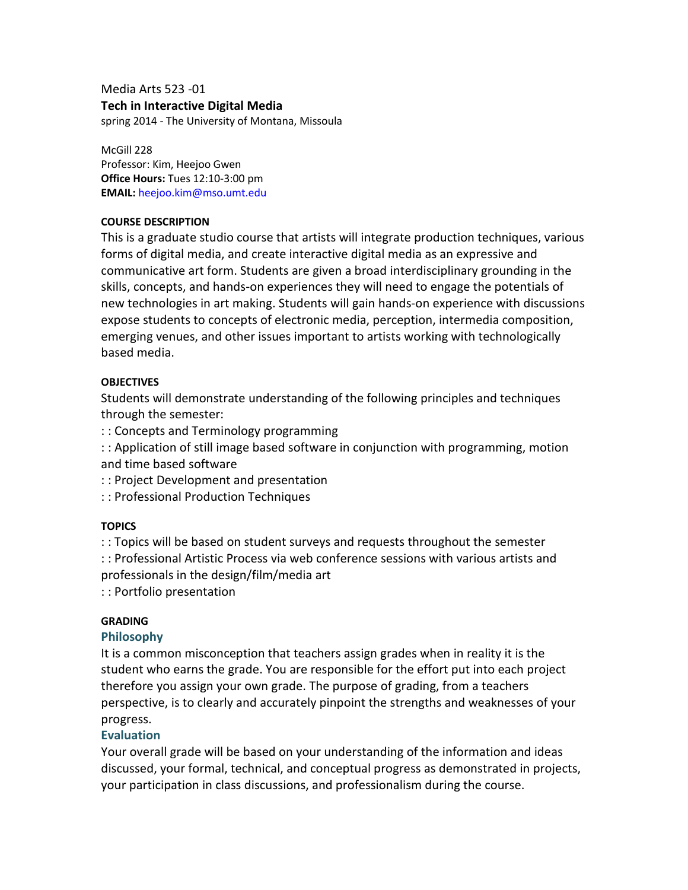Media Arts 523 -01

**Tech in Interactive Digital Media**

spring 2014 - The University of Montana, Missoula

McGill 228

Professor: Kim, Heejoo Gwen

**Office Hours:** Tues 12:10-3:00 pm

**EMAIL:** heejoo.kim@mso.umt.edu

#### COURSE DESCRIPTION

This is a graduate studio course that artists will integrate production techniques, various forms of digital media, and create interactive digital media as an expressive and communicative art form. Students are given a broad interdisciplinary grounding in the skills, concepts, and hands-on experiences they will need to engage the potentials of new technologies in art making. Students will gain hands-on experience with discussions expose students to concepts of electronic media, perception, intermedia composition, emerging venues, and other issues important to artists working with technologically based media.

#### OBJECTIVES

Students will demonstrate understanding of the following principles and techniques through the semester:

: : Concepts and Terminology programming

: : Application of still image based software in conjunction with programming, motion and time based software

: : Project Development and presentation

: : Professional Production Techniques

#### TOPICS

: : Topics will be based on student surveys and requests throughout the semester

: : Professional Artistic Process via web conference sessions with various artists and professionals in the design/film/media art

: : Portfolio presentation

#### GRADING

##### Philosophy

It is a common misconception that teachers assign grades when in reality it is the student who earns the grade. You are responsible for the effort put into each project therefore you assign your own grade. The purpose of grading, from a teachers perspective, is to clearly and accurately pinpoint the strengths and weaknesses of your progress.

##### Evaluation

Your overall grade will be based on your understanding of the information and ideas discussed, your formal, technical, and conceptual progress as demonstrated in projects, your participation in class discussions, and professionalism during the course.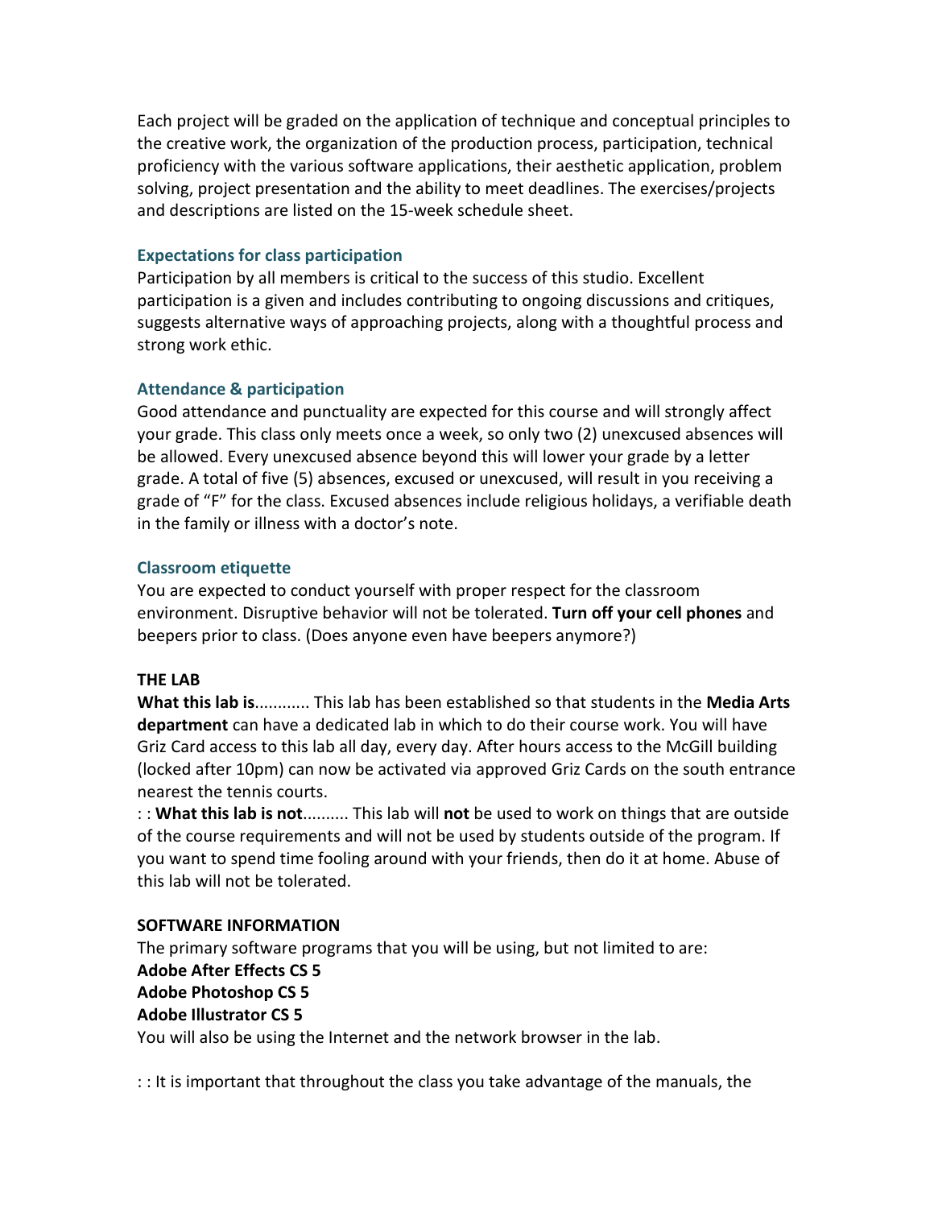Each project will be graded on the application of technique and conceptual principles to the creative work, the organization of the production process, participation, technical proficiency with the various software applications, their aesthetic application, problem solving, project presentation and the ability to meet deadlines. The exercises/projects and descriptions are listed on the 15-week schedule sheet.

### Expectations for class participation

Participation by all members is critical to the success of this studio. Excellent participation is a given and includes contributing to ongoing discussions and critiques, suggests alternative ways of approaching projects, along with a thoughtful process and strong work ethic.

### Attendance & participation

Good attendance and punctuality are expected for this course and will strongly affect your grade. This class only meets once a week, so only two (2) unexcused absences will be allowed. Every unexcused absence beyond this will lower your grade by a letter grade. A total of five (5) absences, excused or unexcused, will result in you receiving a grade of "F" for the class. Excused absences include religious holidays, a verifiable death in the family or illness with a doctor's note.

### Classroom etiquette

You are expected to conduct yourself with proper respect for the classroom environment. Disruptive behavior will not be tolerated. **Turn off your cell phones** and beepers prior to class. (Does anyone even have beepers anymore?)

**THE LAB**

**What this lab is**............ This lab has been established so that students in the **Media Arts department** can have a dedicated lab in which to do their course work. You will have Griz Card access to this lab all day, every day. After hours access to the McGill building (locked after 10pm) can now be activated via approved Griz Cards on the south entrance nearest the tennis courts.

: : **What this lab is not**.......... This lab will **not** be used to work on things that are outside of the course requirements and will not be used by students outside of the program. If you want to spend time fooling around with your friends, then do it at home. Abuse of this lab will not be tolerated.

**SOFTWARE INFORMATION**

The primary software programs that you will be using, but not limited to are:

**Adobe After Effects CS 5**

**Adobe Photoshop CS 5**

**Adobe Illustrator CS 5**

You will also be using the Internet and the network browser in the lab.

: : It is important that throughout the class you take advantage of the manuals, the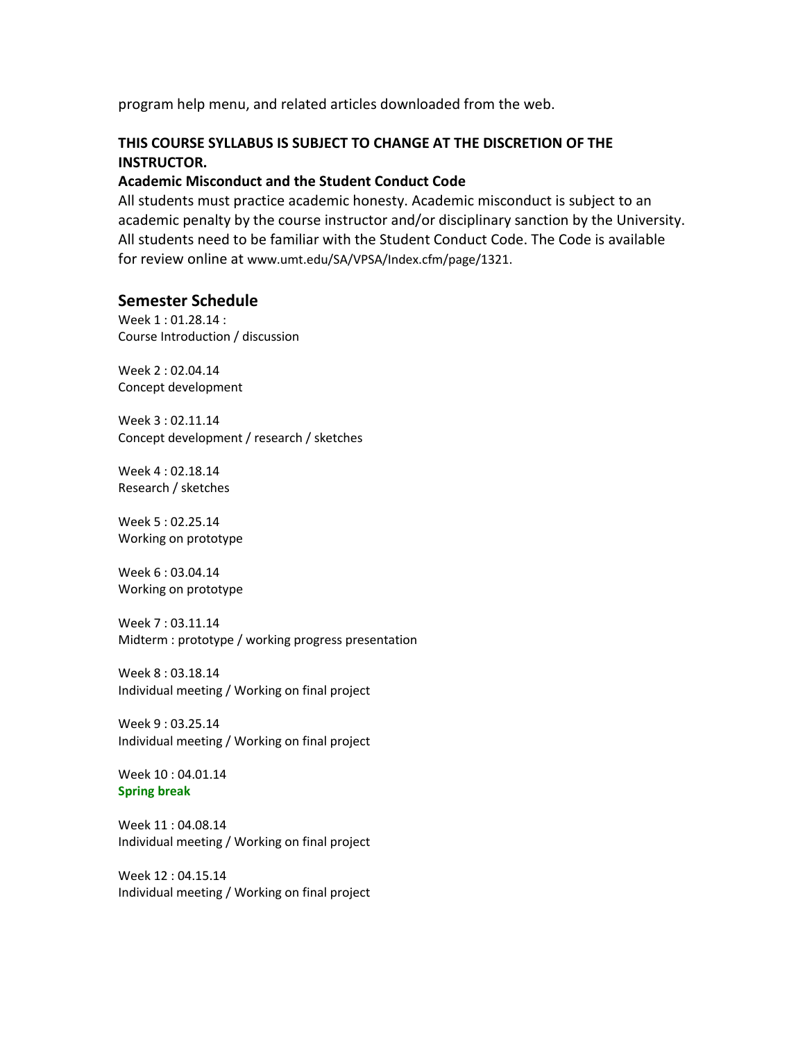program help menu, and related articles downloaded from the web.

**THIS COURSE SYLLABUS IS SUBJECT TO CHANGE AT THE DISCRETION OF THE INSTRUCTOR.**

**Academic Misconduct and the Student Conduct Code**

All students must practice academic honesty. Academic misconduct is subject to an academic penalty by the course instructor and/or disciplinary sanction by the University. All students need to be familiar with the Student Conduct Code. The Code is available for review online at www.umt.edu/SA/VPSA/Index.cfm/page/1321.

## Semester Schedule

Week 1 : 01.28.14 :
Course Introduction / discussion

Week 2 : 02.04.14
Concept development

Week 3 : 02.11.14
Concept development / research / sketches

Week 4 : 02.18.14
Research / sketches

Week 5 : 02.25.14
Working on prototype

Week 6 : 03.04.14
Working on prototype

Week 7 : 03.11.14
Midterm : prototype / working progress presentation

Week 8 : 03.18.14
Individual meeting / Working on final project

Week 9 : 03.25.14
Individual meeting / Working on final project

Week 10 : 04.01.14
**Spring break**

Week 11 : 04.08.14
Individual meeting / Working on final project

Week 12 : 04.15.14
Individual meeting / Working on final project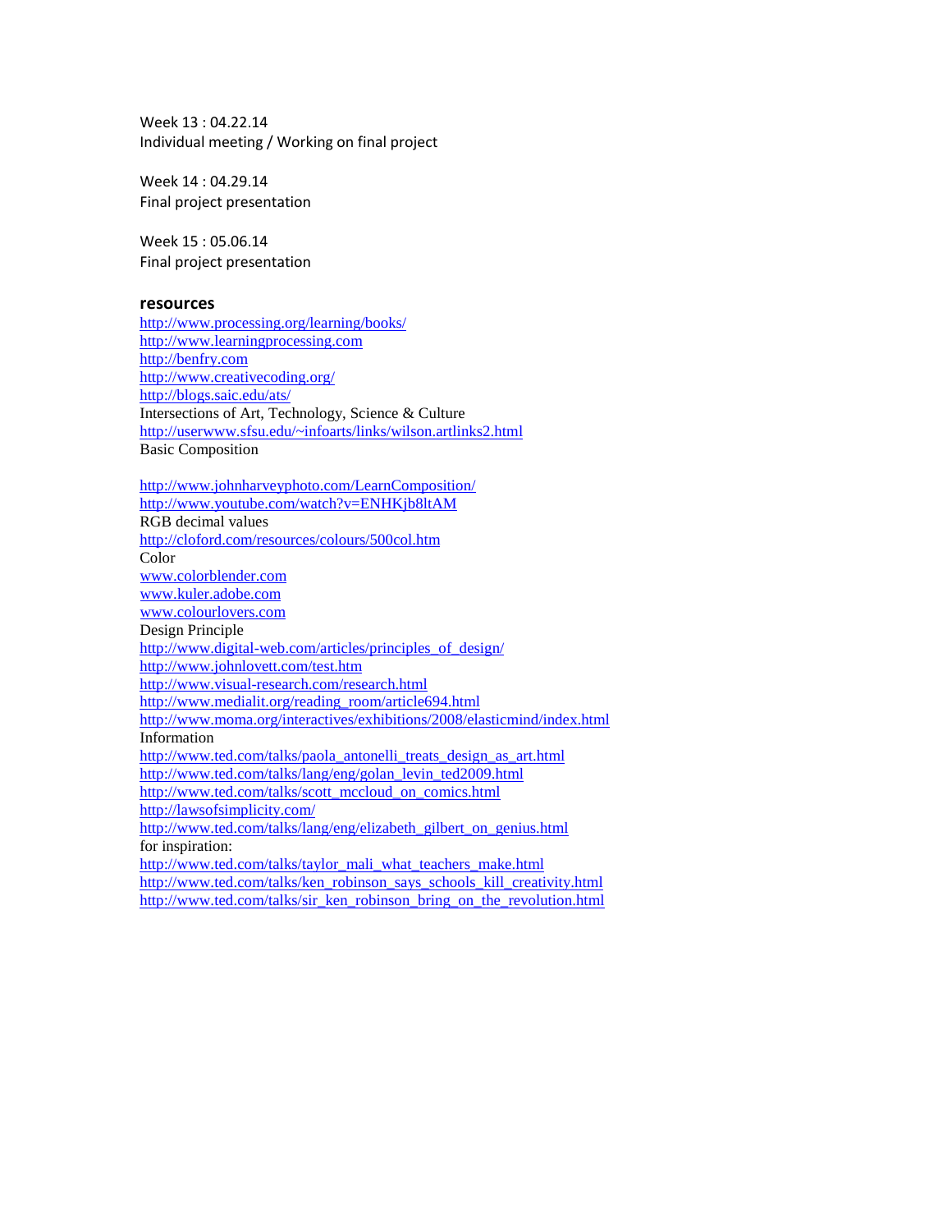Week 13 : 04.22.14
Individual meeting / Working on final project

Week 14 : 04.29.14
Final project presentation

Week 15 : 05.06.14
Final project presentation

### resources

http://www.processing.org/learning/books/
http://www.learningprocessing.com
http://benfry.com
http://www.creativecoding.org/
http://blogs.saic.edu/ats/
Intersections of Art, Technology, Science & Culture
http://userwww.sfsu.edu/~infoarts/links/wilson.artlinks2.html
Basic Composition

http://www.johnharveyphoto.com/LearnComposition/
http://www.youtube.com/watch?v=ENHKjb8ltAM
RGB decimal values
http://cloford.com/resources/colours/500col.htm
Color
www.colorblender.com
www.kuler.adobe.com
www.colourlovers.com
Design Principle
http://www.digital-web.com/articles/principles_of_design/
http://www.johnlovett.com/test.htm
http://www.visual-research.com/research.html
http://www.medialit.org/reading_room/article694.html
http://www.moma.org/interactives/exhibitions/2008/elasticmind/index.html
Information
http://www.ted.com/talks/paola_antonelli_treats_design_as_art.html
http://www.ted.com/talks/lang/eng/golan_levin_ted2009.html
http://www.ted.com/talks/scott_mccloud_on_comics.html
http://lawsofsimplicity.com/
http://www.ted.com/talks/lang/eng/elizabeth_gilbert_on_genius.html
for inspiration:
http://www.ted.com/talks/taylor_mali_what_teachers_make.html
http://www.ted.com/talks/ken_robinson_says_schools_kill_creativity.html
http://www.ted.com/talks/sir_ken_robinson_bring_on_the_revolution.html